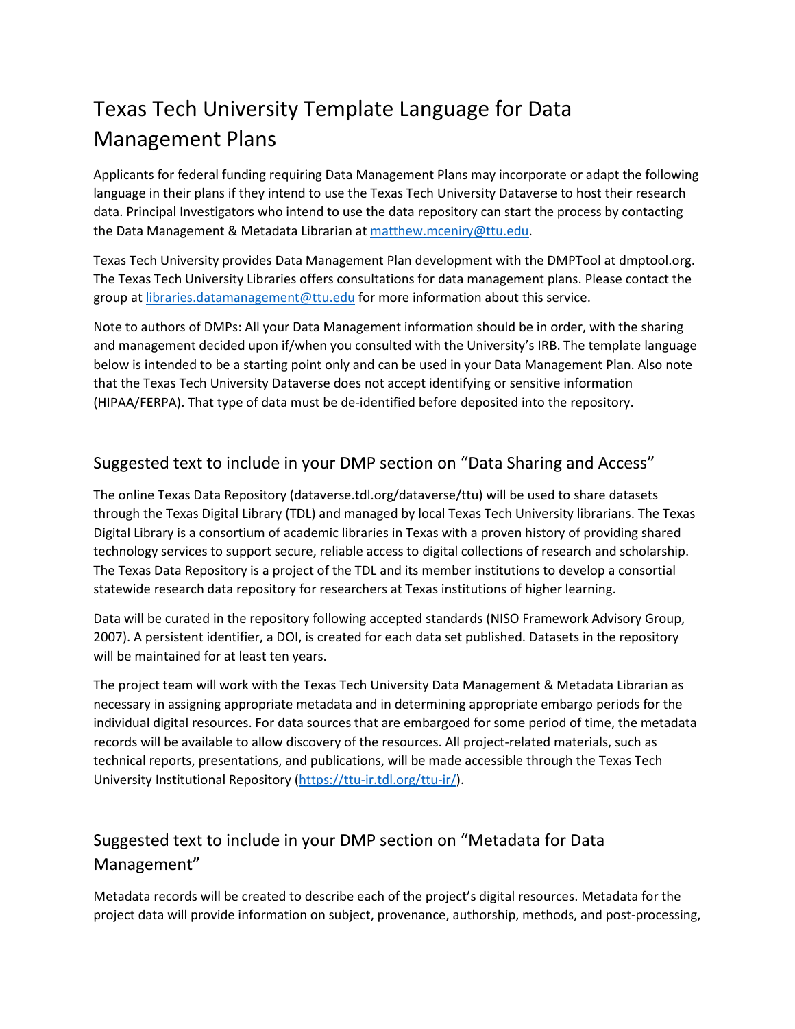# Texas Tech University Template Language for Data Management Plans

Applicants for federal funding requiring Data Management Plans may incorporate or adapt the following language in their plans if they intend to use the Texas Tech University Dataverse to host their research data. Principal Investigators who intend to use the data repository can start the process by contacting the Data Management & Metadata Librarian at [matthew.mceniry@ttu.edu](mailto:matthew.mceniry@ttu.edu).

Texas Tech University provides Data Management Plan development with the DMPTool at dmptool.org. The Texas Tech University Libraries offers consultations for data management plans. Please contact the group at [libraries.datamanagement@ttu.edu](mailto:libraries.datamanagement@ttu.edu) for more information about this service.

Note to authors of DMPs: All your Data Management information should be in order, with the sharing and management decided upon if/when you consulted with the University's IRB. The template language below is intended to be a starting point only and can be used in your Data Management Plan. Also note that the Texas Tech University Dataverse does not accept identifying or sensitive information (HIPAA/FERPA). That type of data must be de-identified before deposited into the repository.

## Suggested text to include in your DMP section on "Data Sharing and Access"

The online Texas Data Repository (dataverse.tdl.org/dataverse/ttu) will be used to share datasets through the Texas Digital Library (TDL) and managed by local Texas Tech University librarians. The Texas Digital Library is a consortium of academic libraries in Texas with a proven history of providing shared technology services to support secure, reliable access to digital collections of research and scholarship. The Texas Data Repository is a project of the TDL and its member institutions to develop a consortial statewide research data repository for researchers at Texas institutions of higher learning.

Data will be curated in the repository following accepted standards (NISO Framework Advisory Group, 2007). A persistent identifier, a DOI, is created for each data set published. Datasets in the repository will be maintained for at least ten years.

The project team will work with the Texas Tech University Data Management & Metadata Librarian as necessary in assigning appropriate metadata and in determining appropriate embargo periods for the individual digital resources. For data sources that are embargoed for some period of time, the metadata records will be available to allow discovery of the resources. All project-related materials, such as technical reports, presentations, and publications, will be made accessible through the Texas Tech University Institutional Repository ([https://ttu-ir.tdl.org/ttu-ir/](https://ttu-ir.tdl.org/ttu-ir/)).

## Suggested text to include in your DMP section on "Metadata for Data Management"

Metadata records will be created to describe each of the project's digital resources. Metadata for the project data will provide information on subject, provenance, authorship, methods, and post-processing,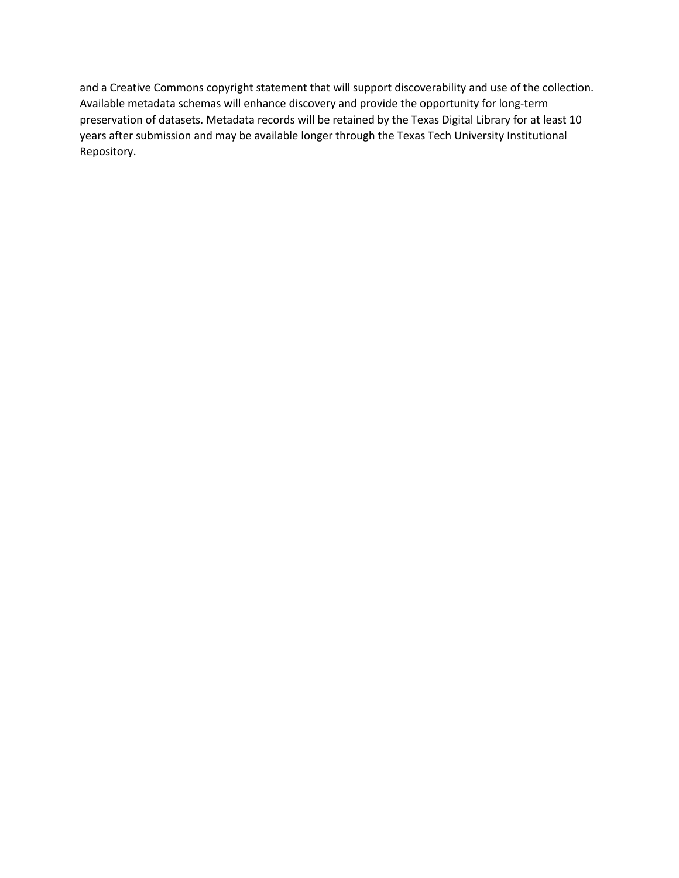and a Creative Commons copyright statement that will support discoverability and use of the collection. Available metadata schemas will enhance discovery and provide the opportunity for long-term preservation of datasets. Metadata records will be retained by the Texas Digital Library for at least 10 years after submission and may be available longer through the Texas Tech University Institutional Repository.